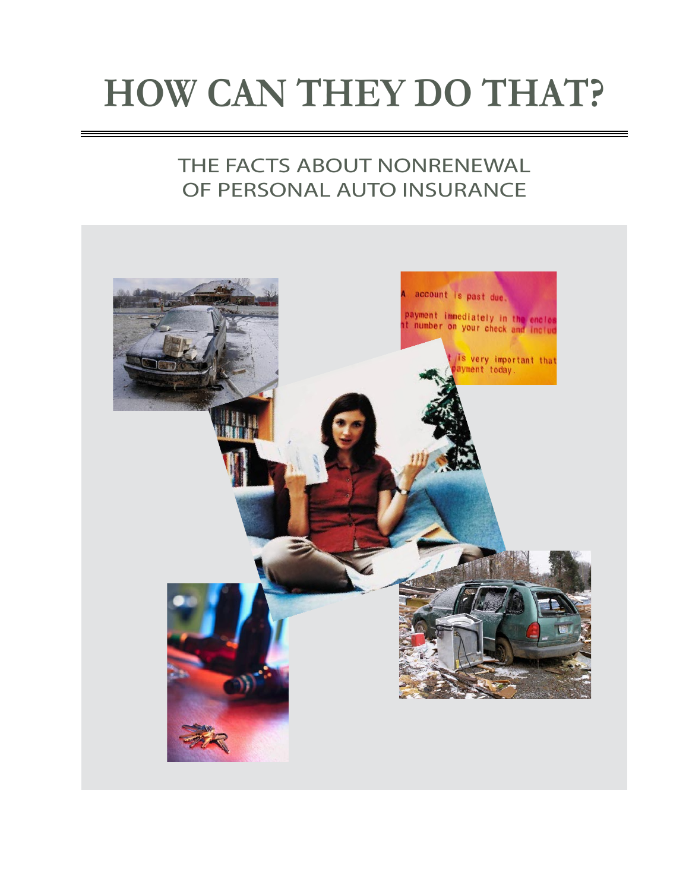# HOW CAN THEY DO THAT?

## THE FACTS ABOUT NONRENEWAL OF PERSONAL AUTO INSURANCE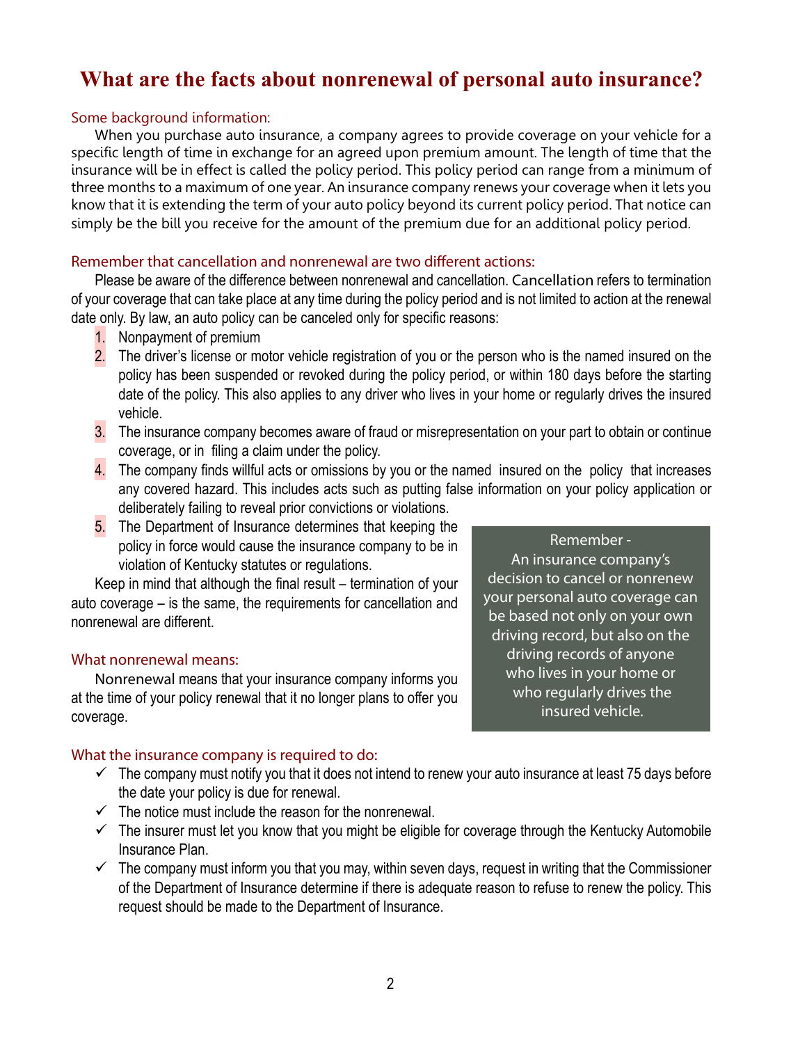# What are the facts about nonrenewal of personal auto insurance?

### Some background information:

When you purchase auto insurance, a company agrees to provide coverage on your vehicle for a specific length of time in exchange for an agreed upon premium amount. The length of time that the insurance will be in effect is called the policy period. This policy period can range from a minimum of three months to a maximum of one year. An insurance company renews your coverage when it lets you know that it is extending the term of your auto policy beyond its current policy period. That notice can simply be the bill you receive for the amount of the premium due for an additional policy period.

### Remember that cancellation and nonrenewal are two different actions:

Please be aware of the difference between nonrenewal and cancellation. Cancellation refers to termination of your coverage that can take place at any time during the policy period and is not limited to action at the renewal date only. By law, an auto policy can be canceled only for specific reasons:

1. Nonpayment of premium
2. The driver's license or motor vehicle registration of you or the person who is the named insured on the policy has been suspended or revoked during the policy period, or within 180 days before the starting date of the policy. This also applies to any driver who lives in your home or regularly drives the insured vehicle.
3. The insurance company becomes aware of fraud or misrepresentation on your part to obtain or continue coverage, or in filing a claim under the policy.
4. The company finds willful acts or omissions by you or the named insured on the policy that increases any covered hazard. This includes acts such as putting false information on your policy application or deliberately failing to reveal prior convictions or violations.
5. The Department of Insurance determines that keeping the policy in force would cause the insurance company to be in violation of Kentucky statutes or regulations.

Keep in mind that although the final result – termination of your auto coverage – is the same, the requirements for cancellation and nonrenewal are different.

> Remember -
> An insurance company's decision to cancel or nonrenew your personal auto coverage can be based not only on your own driving record, but also on the driving records of anyone who lives in your home or who regularly drives the insured vehicle.

### What nonrenewal means:

Nonrenewal means that your insurance company informs you at the time of your policy renewal that it no longer plans to offer you coverage.

### What the insurance company is required to do:

- ✓ The company must notify you that it does not intend to renew your auto insurance at least 75 days before the date your policy is due for renewal.
- ✓ The notice must include the reason for the nonrenewal.
- ✓ The insurer must let you know that you might be eligible for coverage through the Kentucky Automobile Insurance Plan.
- ✓ The company must inform you that you may, within seven days, request in writing that the Commissioner of the Department of Insurance determine if there is adequate reason to refuse to renew the policy. This request should be made to the Department of Insurance.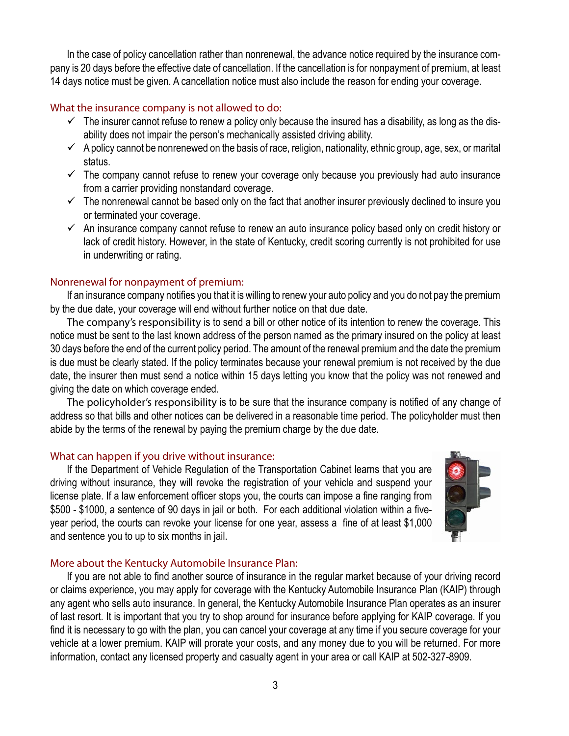In the case of policy cancellation rather than nonrenewal, the advance notice required by the insurance company is 20 days before the effective date of cancellation. If the cancellation is for nonpayment of premium, at least 14 days notice must be given. A cancellation notice must also include the reason for ending your coverage.

### What the insurance company is not allowed to do:

- ✓ The insurer cannot refuse to renew a policy only because the insured has a disability, as long as the disability does not impair the person's mechanically assisted driving ability.
- ✓ A policy cannot be nonrenewed on the basis of race, religion, nationality, ethnic group, age, sex, or marital status.
- ✓ The company cannot refuse to renew your coverage only because you previously had auto insurance from a carrier providing nonstandard coverage.
- ✓ The nonrenewal cannot be based only on the fact that another insurer previously declined to insure you or terminated your coverage.
- ✓ An insurance company cannot refuse to renew an auto insurance policy based only on credit history or lack of credit history. However, in the state of Kentucky, credit scoring currently is not prohibited for use in underwriting or rating.

### Nonrenewal for nonpayment of premium:

If an insurance company notifies you that it is willing to renew your auto policy and you do not pay the premium by the due date, your coverage will end without further notice on that due date.

The company's responsibility is to send a bill or other notice of its intention to renew the coverage. This notice must be sent to the last known address of the person named as the primary insured on the policy at least 30 days before the end of the current policy period. The amount of the renewal premium and the date the premium is due must be clearly stated. If the policy terminates because your renewal premium is not received by the due date, the insurer then must send a notice within 15 days letting you know that the policy was not renewed and giving the date on which coverage ended.

The policyholder's responsibility is to be sure that the insurance company is notified of any change of address so that bills and other notices can be delivered in a reasonable time period. The policyholder must then abide by the terms of the renewal by paying the premium charge by the due date.

### What can happen if you drive without insurance:

If the Department of Vehicle Regulation of the Transportation Cabinet learns that you are driving without insurance, they will revoke the registration of your vehicle and suspend your license plate. If a law enforcement officer stops you, the courts can impose a fine ranging from $500 - $1000, a sentence of 90 days in jail or both. For each additional violation within a five-year period, the courts can revoke your license for one year, assess a fine of at least $1,000 and sentence you to up to six months in jail.

### More about the Kentucky Automobile Insurance Plan:

If you are not able to find another source of insurance in the regular market because of your driving record or claims experience, you may apply for coverage with the Kentucky Automobile Insurance Plan (KAIP) through any agent who sells auto insurance. In general, the Kentucky Automobile Insurance Plan operates as an insurer of last resort. It is important that you try to shop around for insurance before applying for KAIP coverage. If you find it is necessary to go with the plan, you can cancel your coverage at any time if you secure coverage for your vehicle at a lower premium. KAIP will prorate your costs, and any money due to you will be returned. For more information, contact any licensed property and casualty agent in your area or call KAIP at 502-327-8909.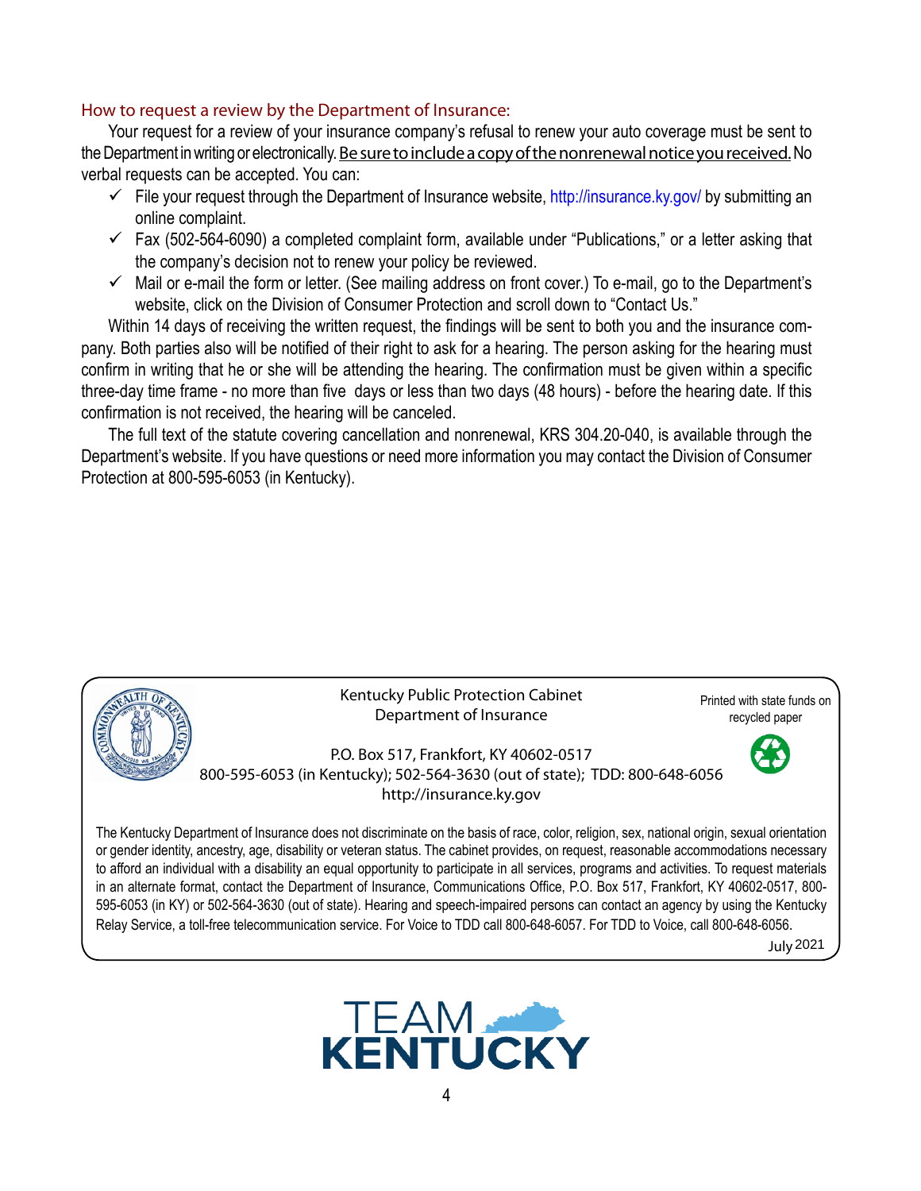## How to request a review by the Department of Insurance:

Your request for a review of your insurance company's refusal to renew your auto coverage must be sent to the Department in writing or electronically. <u>Be sure to include a copy of the nonrenewal notice you received.</u> No verbal requests can be accepted. You can:

- ✓ File your request through the Department of Insurance website, http://insurance.ky.gov/ by submitting an online complaint.
- ✓ Fax (502-564-6090) a completed complaint form, available under "Publications," or a letter asking that the company's decision not to renew your policy be reviewed.
- ✓ Mail or e-mail the form or letter. (See mailing address on front cover.) To e-mail, go to the Department's website, click on the Division of Consumer Protection and scroll down to "Contact Us."

Within 14 days of receiving the written request, the findings will be sent to both you and the insurance company. Both parties also will be notified of their right to ask for a hearing. The person asking for the hearing must confirm in writing that he or she will be attending the hearing. The confirmation must be given within a specific three-day time frame - no more than five days or less than two days (48 hours) - before the hearing date. If this confirmation is not received, the hearing will be canceled.

The full text of the statute covering cancellation and nonrenewal, KRS 304.20-040, is available through the Department's website. If you have questions or need more information you may contact the Division of Consumer Protection at 800-595-6053 (in Kentucky).

Kentucky Public Protection Cabinet
Department of Insurance

Printed with state funds on recycled paper

P.O. Box 517, Frankfort, KY 40602-0517
800-595-6053 (in Kentucky); 502-564-3630 (out of state); TDD: 800-648-6056
http://insurance.ky.gov

The Kentucky Department of Insurance does not discriminate on the basis of race, color, religion, sex, national origin, sexual orientation or gender identity, ancestry, age, disability or veteran status. The cabinet provides, on request, reasonable accommodations necessary to afford an individual with a disability an equal opportunity to participate in all services, programs and activities. To request materials in an alternate format, contact the Department of Insurance, Communications Office, P.O. Box 517, Frankfort, KY 40602-0517, 800-595-6053 (in KY) or 502-564-3630 (out of state). Hearing and speech-impaired persons can contact an agency by using the Kentucky Relay Service, a toll-free telecommunication service. For Voice to TDD call 800-648-6057. For TDD to Voice, call 800-648-6056.

July 2021

TEAM KENTUCKY